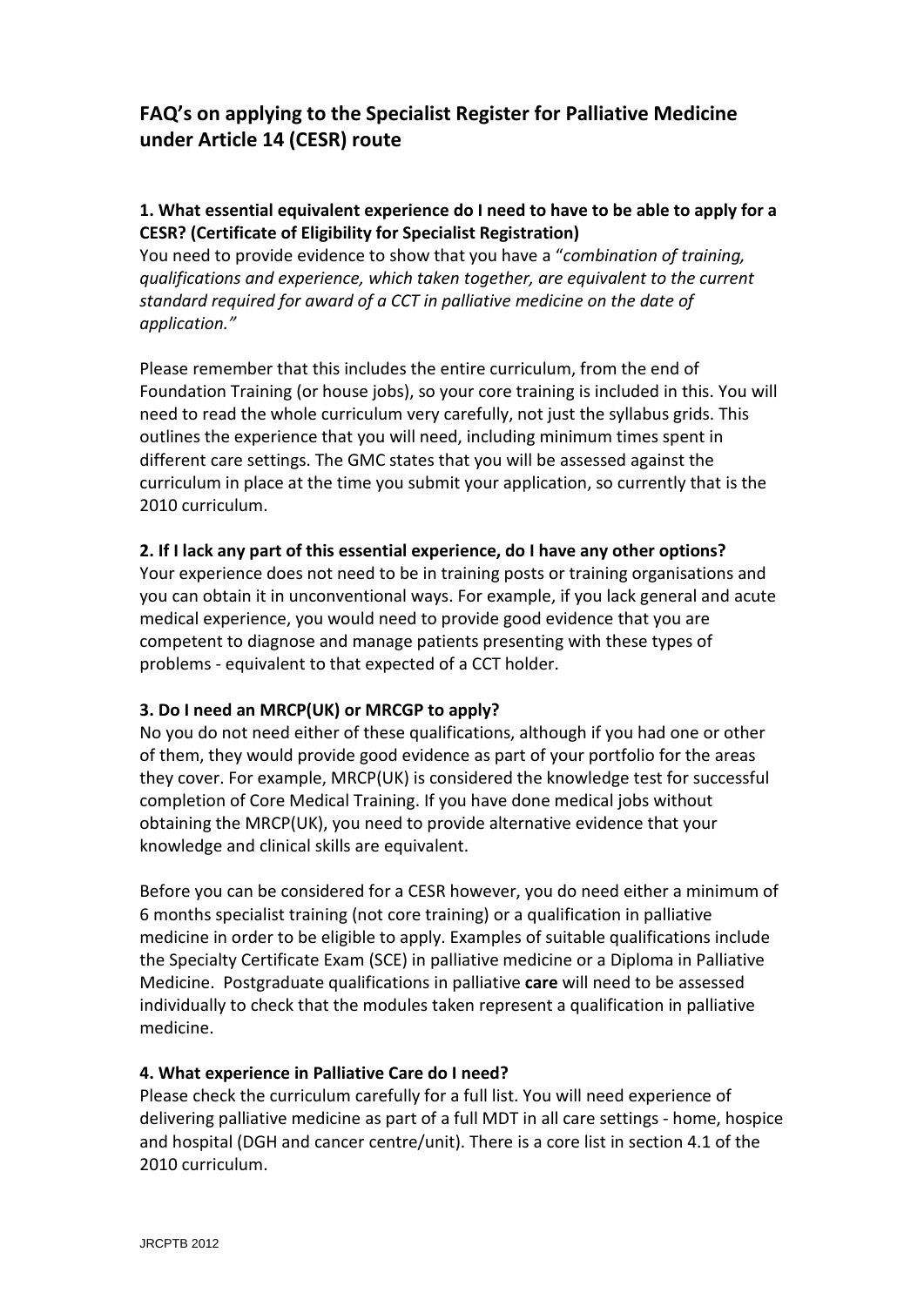## FAQ's on applying to the Specialist Register for Palliative Medicine under Article 14 (CESR) route

### 1. What essential equivalent experience do I need to have to be able to apply for a CESR? (Certificate of Eligibility for Specialist Registration)

You need to provide evidence to show that you have a "*combination of training, qualifications and experience, which taken together, are equivalent to the current standard required for award of a CCT in palliative medicine on the date of application."*

Please remember that this includes the entire curriculum, from the end of Foundation Training (or house jobs), so your core training is included in this. You will need to read the whole curriculum very carefully, not just the syllabus grids. This outlines the experience that you will need, including minimum times spent in different care settings. The GMC states that you will be assessed against the curriculum in place at the time you submit your application, so currently that is the 2010 curriculum.

### 2. If I lack any part of this essential experience, do I have any other options?

Your experience does not need to be in training posts or training organisations and you can obtain it in unconventional ways. For example, if you lack general and acute medical experience, you would need to provide good evidence that you are competent to diagnose and manage patients presenting with these types of problems - equivalent to that expected of a CCT holder.

### 3. Do I need an MRCP(UK) or MRCGP to apply?

No you do not need either of these qualifications, although if you had one or other of them, they would provide good evidence as part of your portfolio for the areas they cover. For example, MRCP(UK) is considered the knowledge test for successful completion of Core Medical Training. If you have done medical jobs without obtaining the MRCP(UK), you need to provide alternative evidence that your knowledge and clinical skills are equivalent.

Before you can be considered for a CESR however, you do need either a minimum of 6 months specialist training (not core training) or a qualification in palliative medicine in order to be eligible to apply. Examples of suitable qualifications include the Specialty Certificate Exam (SCE) in palliative medicine or a Diploma in Palliative Medicine. Postgraduate qualifications in palliative **care** will need to be assessed individually to check that the modules taken represent a qualification in palliative medicine.

### 4. What experience in Palliative Care do I need?

Please check the curriculum carefully for a full list. You will need experience of delivering palliative medicine as part of a full MDT in all care settings - home, hospice and hospital (DGH and cancer centre/unit). There is a core list in section 4.1 of the 2010 curriculum.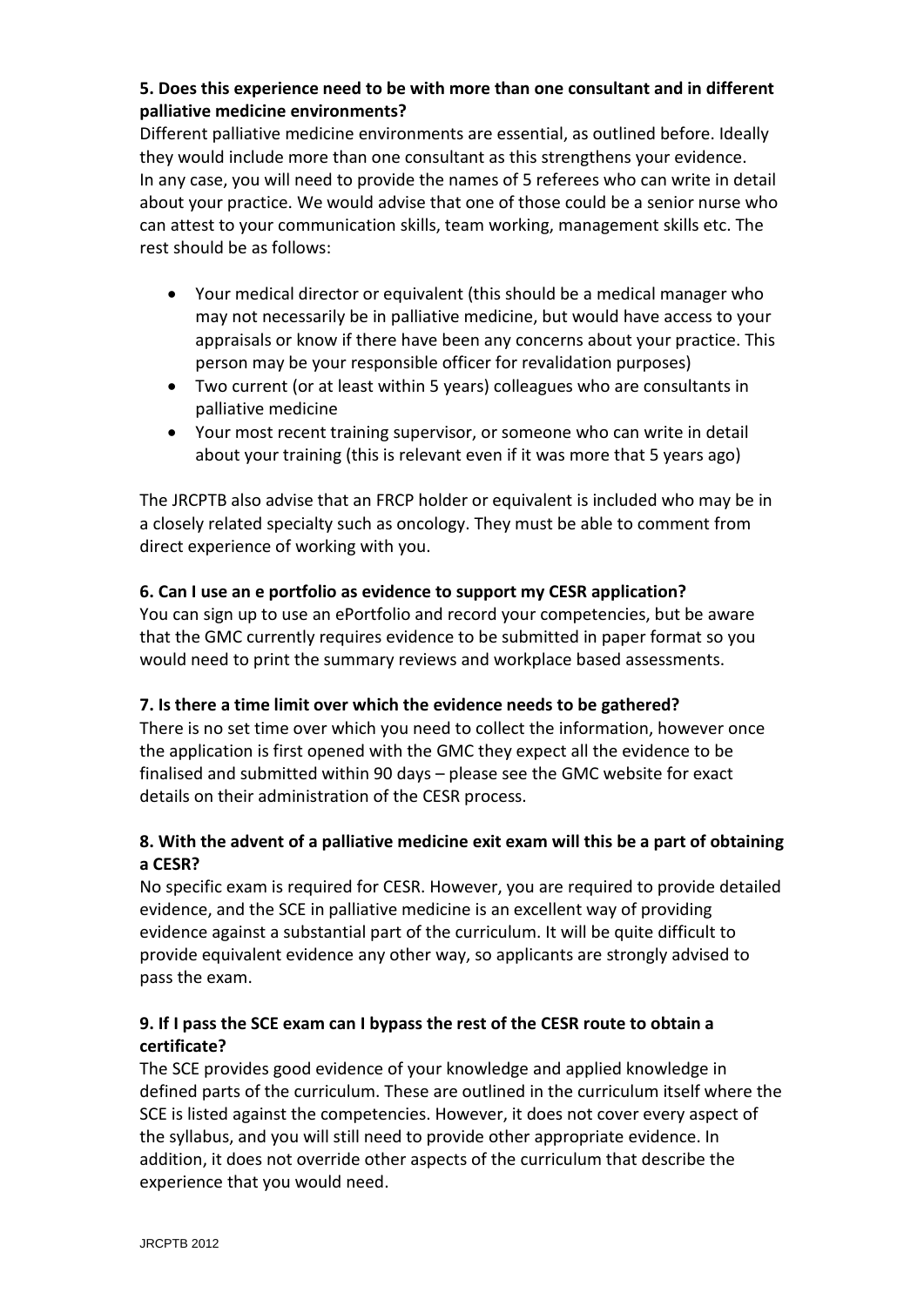**5. Does this experience need to be with more than one consultant and in different palliative medicine environments?**

Different palliative medicine environments are essential, as outlined before. Ideally they would include more than one consultant as this strengthens your evidence. In any case, you will need to provide the names of 5 referees who can write in detail about your practice. We would advise that one of those could be a senior nurse who can attest to your communication skills, team working, management skills etc. The rest should be as follows:

- Your medical director or equivalent (this should be a medical manager who may not necessarily be in palliative medicine, but would have access to your appraisals or know if there have been any concerns about your practice. This person may be your responsible officer for revalidation purposes)
- Two current (or at least within 5 years) colleagues who are consultants in palliative medicine
- Your most recent training supervisor, or someone who can write in detail about your training (this is relevant even if it was more that 5 years ago)

The JRCPTB also advise that an FRCP holder or equivalent is included who may be in a closely related specialty such as oncology. They must be able to comment from direct experience of working with you.

**6. Can I use an e portfolio as evidence to support my CESR application?**

You can sign up to use an ePortfolio and record your competencies, but be aware that the GMC currently requires evidence to be submitted in paper format so you would need to print the summary reviews and workplace based assessments.

**7. Is there a time limit over which the evidence needs to be gathered?**

There is no set time over which you need to collect the information, however once the application is first opened with the GMC they expect all the evidence to be finalised and submitted within 90 days – please see the GMC website for exact details on their administration of the CESR process.

**8. With the advent of a palliative medicine exit exam will this be a part of obtaining a CESR?**

No specific exam is required for CESR. However, you are required to provide detailed evidence, and the SCE in palliative medicine is an excellent way of providing evidence against a substantial part of the curriculum. It will be quite difficult to provide equivalent evidence any other way, so applicants are strongly advised to pass the exam.

**9. If I pass the SCE exam can I bypass the rest of the CESR route to obtain a certificate?**

The SCE provides good evidence of your knowledge and applied knowledge in defined parts of the curriculum. These are outlined in the curriculum itself where the SCE is listed against the competencies. However, it does not cover every aspect of the syllabus, and you will still need to provide other appropriate evidence. In addition, it does not override other aspects of the curriculum that describe the experience that you would need.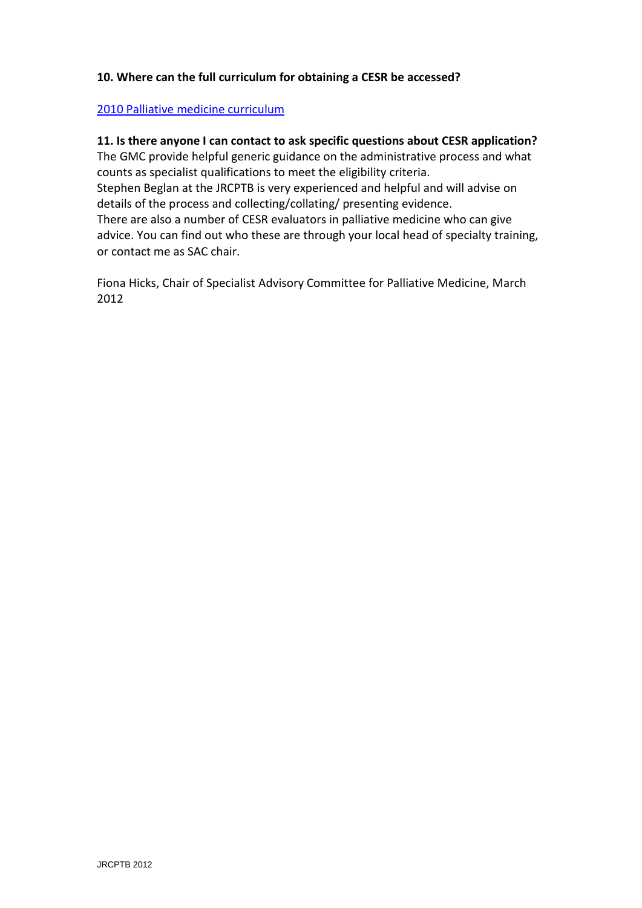**10. Where can the full curriculum for obtaining a CESR be accessed?**

2010 Palliative medicine curriculum

**11. Is there anyone I can contact to ask specific questions about CESR application?**

The GMC provide helpful generic guidance on the administrative process and what counts as specialist qualifications to meet the eligibility criteria.

Stephen Beglan at the JRCPTB is very experienced and helpful and will advise on details of the process and collecting/collating/ presenting evidence.

There are also a number of CESR evaluators in palliative medicine who can give advice. You can find out who these are through your local head of specialty training, or contact me as SAC chair.

Fiona Hicks, Chair of Specialist Advisory Committee for Palliative Medicine, March 2012